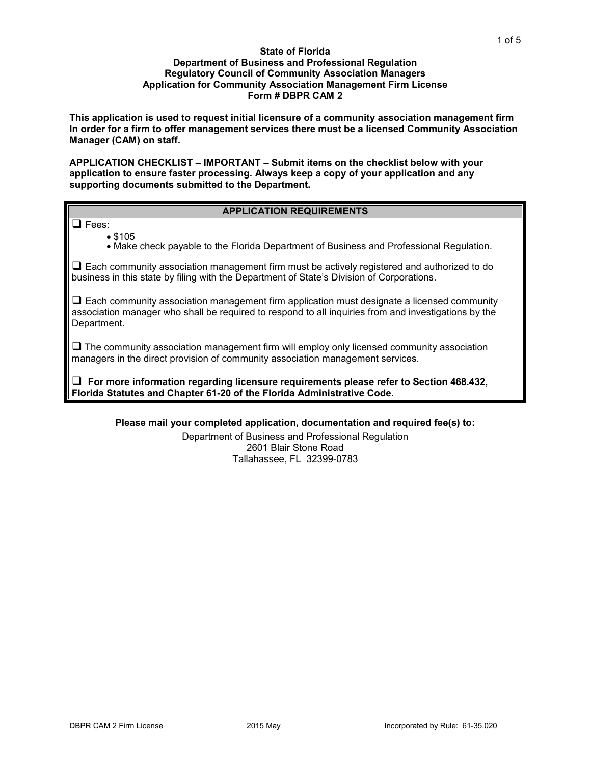**State of Florida**
**Department of Business and Professional Regulation**
**Regulatory Council of Community Association Managers**
**Application for Community Association Management Firm License**
**Form # DBPR CAM 2**

**This application is used to request initial licensure of a community association management firm In order for a firm to offer management services there must be a licensed Community Association Manager (CAM) on staff.**

**APPLICATION CHECKLIST – IMPORTANT – Submit items on the checklist below with your application to ensure faster processing. Always keep a copy of your application and any supporting documents submitted to the Department.**

## APPLICATION REQUIREMENTS

- [ ] Fees:
  - $105
  - Make check payable to the Florida Department of Business and Professional Regulation.
- [ ] Each community association management firm must be actively registered and authorized to do business in this state by filing with the Department of State's Division of Corporations.
- [ ] Each community association management firm application must designate a licensed community association manager who shall be required to respond to all inquiries from and investigations by the Department.
- [ ] The community association management firm will employ only licensed community association managers in the direct provision of community association management services.
- [ ] **For more information regarding licensure requirements please refer to Section 468.432, Florida Statutes and Chapter 61-20 of the Florida Administrative Code.**

**Please mail your completed application, documentation and required fee(s) to:**

Department of Business and Professional Regulation
2601 Blair Stone Road
Tallahassee, FL 32399-0783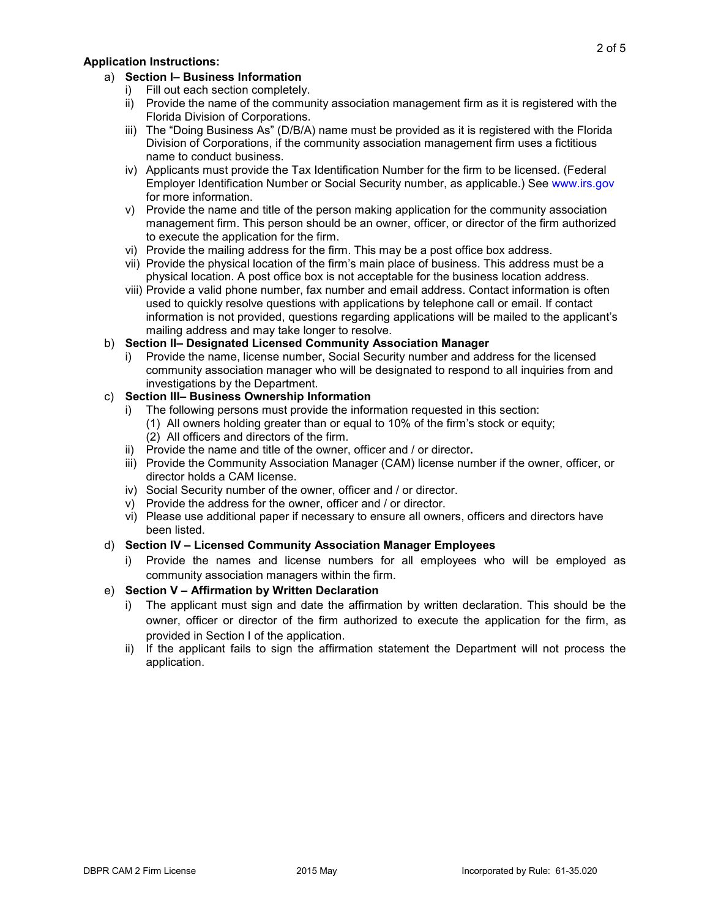**Application Instructions:**

a) **Section I– Business Information**
   i) Fill out each section completely.
   ii) Provide the name of the community association management firm as it is registered with the Florida Division of Corporations.
   iii) The "Doing Business As" (D/B/A) name must be provided as it is registered with the Florida Division of Corporations, if the community association management firm uses a fictitious name to conduct business.
   iv) Applicants must provide the Tax Identification Number for the firm to be licensed. (Federal Employer Identification Number or Social Security number, as applicable.) See www.irs.gov for more information.
   v) Provide the name and title of the person making application for the community association management firm. This person should be an owner, officer, or director of the firm authorized to execute the application for the firm.
   vi) Provide the mailing address for the firm. This may be a post office box address.
   vii) Provide the physical location of the firm's main place of business. This address must be a physical location. A post office box is not acceptable for the business location address.
   viii) Provide a valid phone number, fax number and email address. Contact information is often used to quickly resolve questions with applications by telephone call or email. If contact information is not provided, questions regarding applications will be mailed to the applicant's mailing address and may take longer to resolve.

b) **Section II– Designated Licensed Community Association Manager**
   i) Provide the name, license number, Social Security number and address for the licensed community association manager who will be designated to respond to all inquiries from and investigations by the Department.

c) **Section III– Business Ownership Information**
   i) The following persons must provide the information requested in this section:
      (1) All owners holding greater than or equal to 10% of the firm's stock or equity;
      (2) All officers and directors of the firm.
   ii) Provide the name and title of the owner, officer and / or director**.**
   iii) Provide the Community Association Manager (CAM) license number if the owner, officer, or director holds a CAM license.
   iv) Social Security number of the owner, officer and / or director.
   v) Provide the address for the owner, officer and / or director.
   vi) Please use additional paper if necessary to ensure all owners, officers and directors have been listed.

d) **Section IV – Licensed Community Association Manager Employees**
   i) Provide the names and license numbers for all employees who will be employed as community association managers within the firm.

e) **Section V – Affirmation by Written Declaration**
   i) The applicant must sign and date the affirmation by written declaration. This should be the owner, officer or director of the firm authorized to execute the application for the firm, as provided in Section I of the application.
   ii) If the applicant fails to sign the affirmation statement the Department will not process the application.

DBPR CAM 2 Firm License    2015 May    Incorporated by Rule: 61-35.020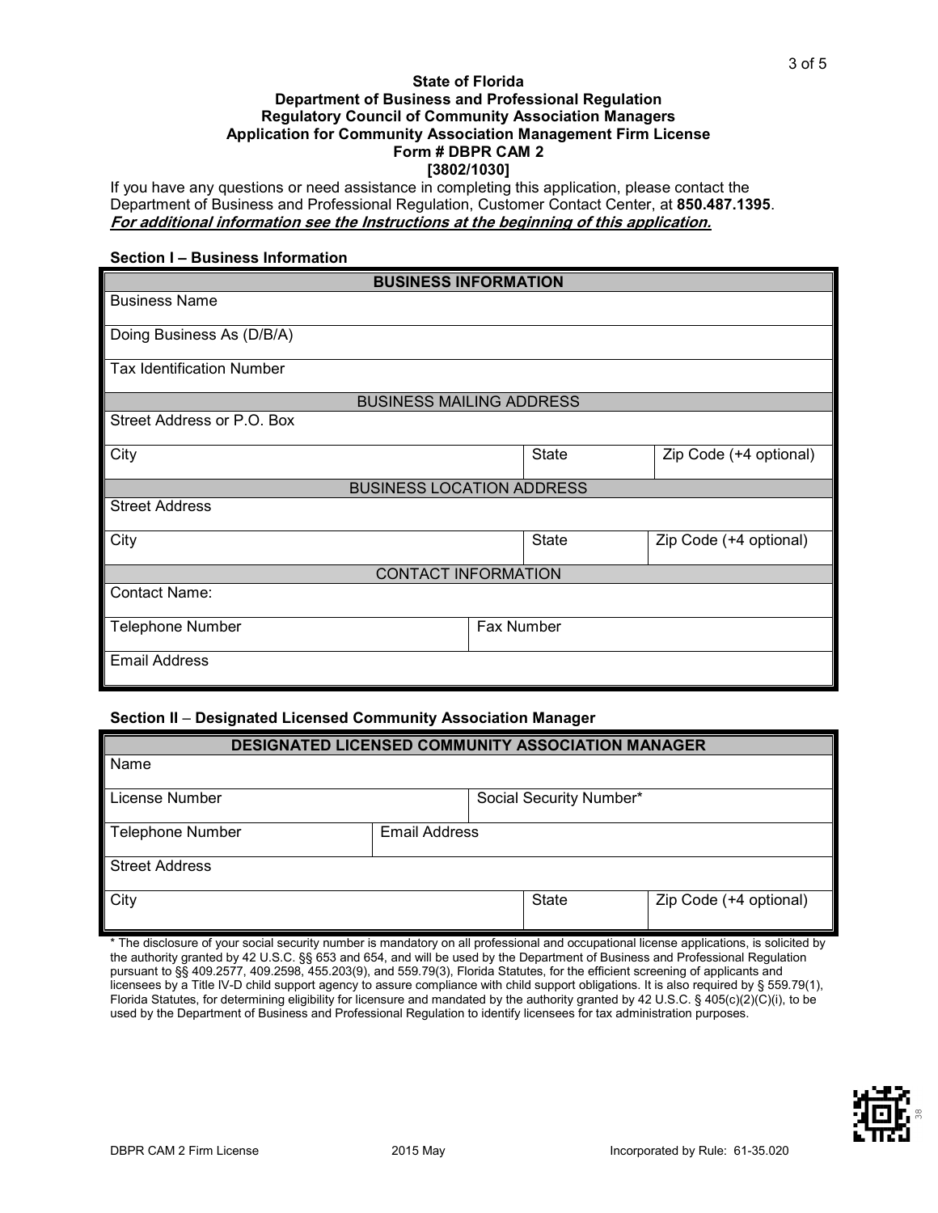**State of Florida**
**Department of Business and Professional Regulation**
**Regulatory Council of Community Association Managers**
**Application for Community Association Management Firm License**
**Form # DBPR CAM 2**
**[3802/1030]**

If you have any questions or need assistance in completing this application, please contact the Department of Business and Professional Regulation, Customer Contact Center, at **850.487.1395**.
***For additional information see the Instructions at the beginning of this application.***

### Section I – Business Information

| **BUSINESS INFORMATION** | | |
|---|---|---|
| Business Name | | |
| Doing Business As (D/B/A) | | |
| Tax Identification Number | | |
| BUSINESS MAILING ADDRESS | | |
| Street Address or P.O. Box | | |
| City | State | Zip Code (+4 optional) |
| BUSINESS LOCATION ADDRESS | | |
| Street Address | | |
| City | State | Zip Code (+4 optional) |
| CONTACT INFORMATION | | |
| Contact Name: | | |
| Telephone Number | Fax Number | |
| Email Address | | |

### Section II – Designated Licensed Community Association Manager

| **DESIGNATED LICENSED COMMUNITY ASSOCIATION MANAGER** | | |
|---|---|---|
| Name | | |
| License Number | Social Security Number* | |
| Telephone Number | Email Address | |
| Street Address | | |
| City | State | Zip Code (+4 optional) |

* The disclosure of your social security number is mandatory on all professional and occupational license applications, is solicited by the authority granted by 42 U.S.C. §§ 653 and 654, and will be used by the Department of Business and Professional Regulation pursuant to §§ 409.2577, 409.2598, 455.203(9), and 559.79(3), Florida Statutes, for the efficient screening of applicants and licensees by a Title IV-D child support agency to assure compliance with child support obligations. It is also required by § 559.79(1), Florida Statutes, for determining eligibility for licensure and mandated by the authority granted by 42 U.S.C. § 405(c)(2)(C)(i), to be used by the Department of Business and Professional Regulation to identify licensees for tax administration purposes.

DBPR CAM 2 Firm License　　2015 May　　Incorporated by Rule: 61-35.020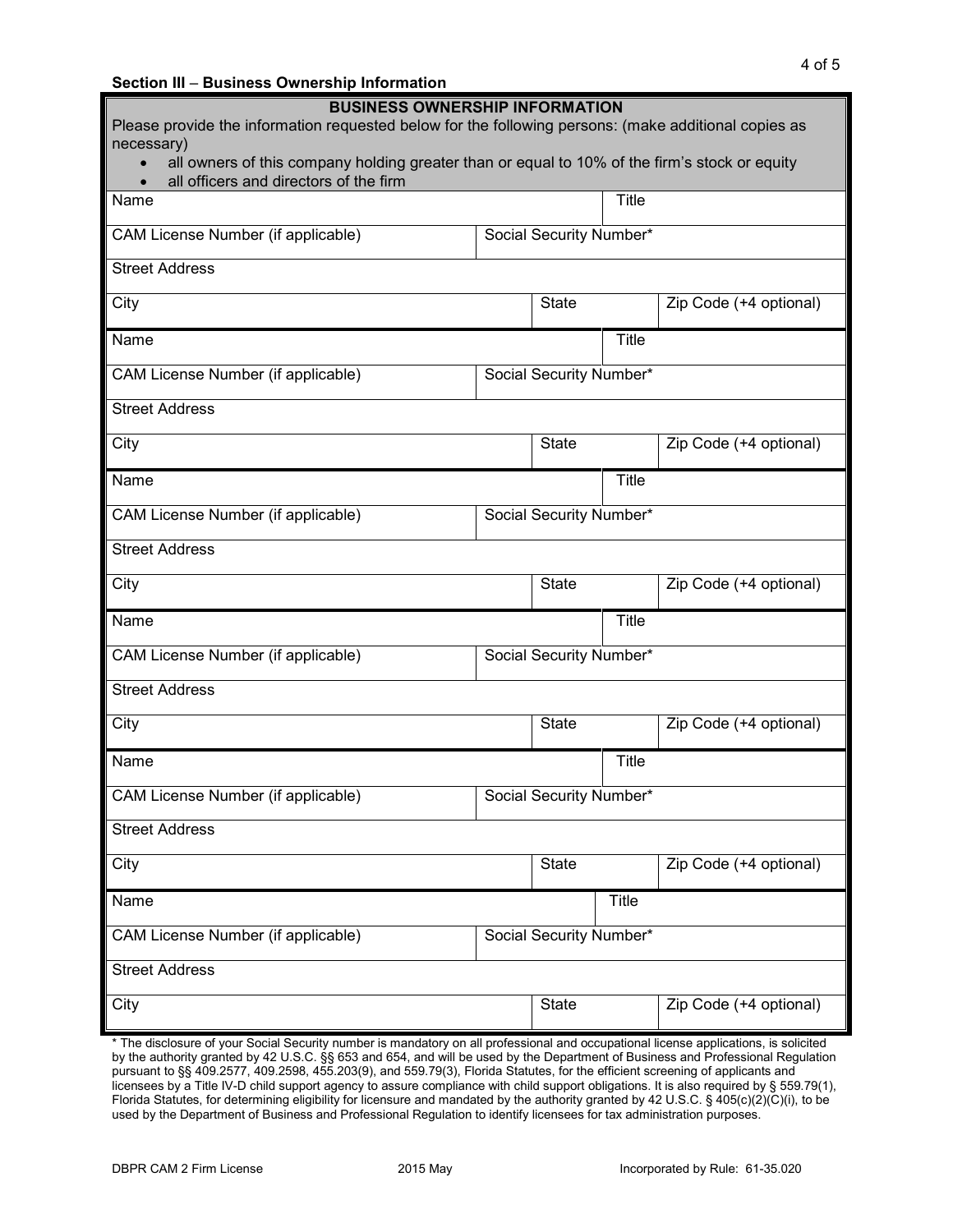**Section III** – **Business Ownership Information**

**BUSINESS OWNERSHIP INFORMATION**

Please provide the information requested below for the following persons: (make additional copies as necessary)

- all owners of this company holding greater than or equal to 10% of the firm's stock or equity
- all officers and directors of the firm

| | | | |
|---|---|---|---|
| Name | | Title | |
| CAM License Number (if applicable) | Social Security Number* | | |
| Street Address | | | |
| City | State | | Zip Code (+4 optional) |
| Name | | Title | |
| CAM License Number (if applicable) | Social Security Number* | | |
| Street Address | | | |
| City | State | | Zip Code (+4 optional) |
| Name | | Title | |
| CAM License Number (if applicable) | Social Security Number* | | |
| Street Address | | | |
| City | State | | Zip Code (+4 optional) |
| Name | | Title | |
| CAM License Number (if applicable) | Social Security Number* | | |
| Street Address | | | |
| City | State | | Zip Code (+4 optional) |
| Name | | Title | |
| CAM License Number (if applicable) | Social Security Number* | | |
| Street Address | | | |
| City | State | | Zip Code (+4 optional) |
| Name | | Title | |
| CAM License Number (if applicable) | Social Security Number* | | |
| Street Address | | | |
| City | State | | Zip Code (+4 optional) |

* The disclosure of your Social Security number is mandatory on all professional and occupational license applications, is solicited by the authority granted by 42 U.S.C. §§ 653 and 654, and will be used by the Department of Business and Professional Regulation pursuant to §§ 409.2577, 409.2598, 455.203(9), and 559.79(3), Florida Statutes, for the efficient screening of applicants and licensees by a Title IV-D child support agency to assure compliance with child support obligations. It is also required by § 559.79(1), Florida Statutes, for determining eligibility for licensure and mandated by the authority granted by 42 U.S.C. § 405(c)(2)(C)(i), to be used by the Department of Business and Professional Regulation to identify licensees for tax administration purposes.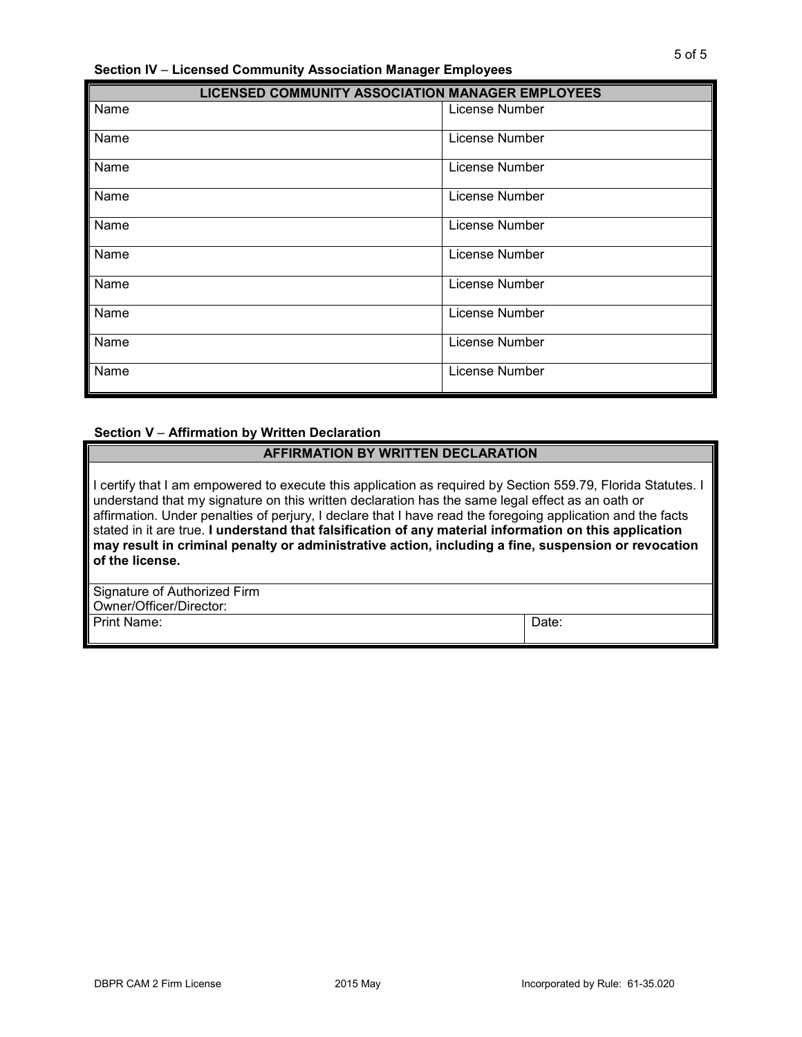**Section IV** – **Licensed Community Association Manager Employees**

| LICENSED COMMUNITY ASSOCIATION MANAGER EMPLOYEES | |
|---|---|
| Name | License Number |
| Name | License Number |
| Name | License Number |
| Name | License Number |
| Name | License Number |
| Name | License Number |
| Name | License Number |
| Name | License Number |
| Name | License Number |
| Name | License Number |

**Section V** – **Affirmation by Written Declaration**

| AFFIRMATION BY WRITTEN DECLARATION | |
|---|---|
| I certify that I am empowered to execute this application as required by Section 559.79, Florida Statutes. I understand that my signature on this written declaration has the same legal effect as an oath or affirmation. Under penalties of perjury, I declare that I have read the foregoing application and the facts stated in it are true. **I understand that falsification of any material information on this application may result in criminal penalty or administrative action, including a fine, suspension or revocation of the license.** | |
| Signature of Authorized Firm Owner/Officer/Director: | |
| Print Name: | Date: |

DBPR CAM 2 Firm License 2015 May Incorporated by Rule: 61-35.020